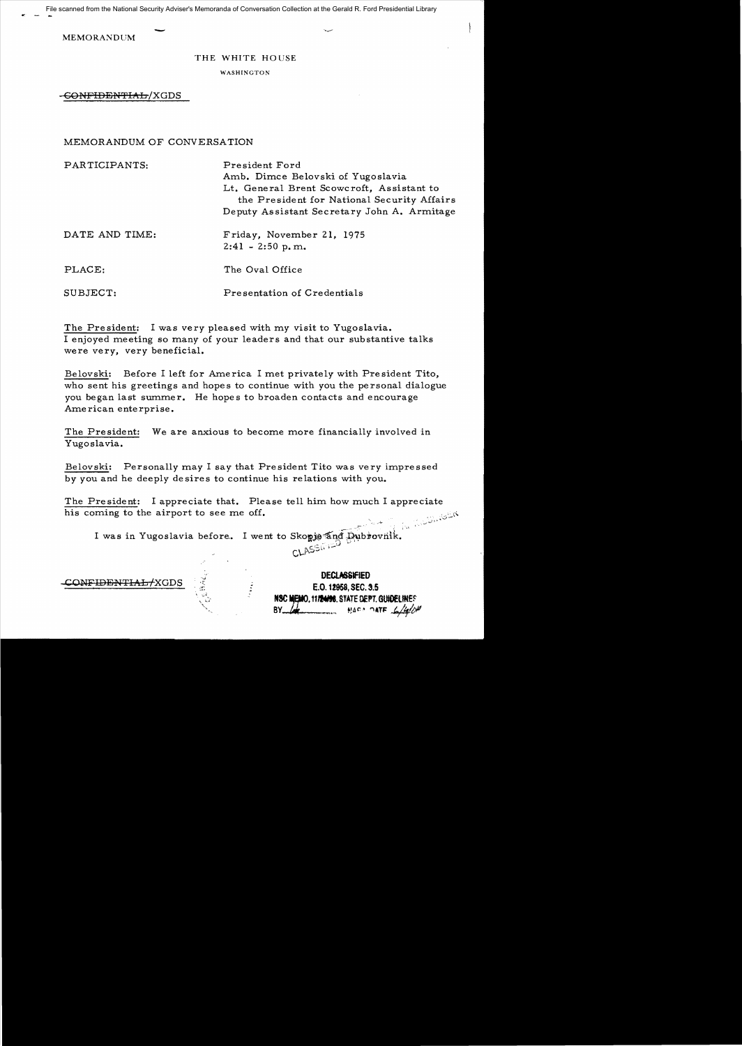File scanned from the National Security Adviser's Memoranda of Conversation Collection at the Gerald R. Ford Presidential Library

MEMORANDUM

THE WHITE HOUSE

WASHINGTON

~~CONFIDENTIAL~~/XGDS

MEMORANDUM OF CONVERSATION

PARTICIPANTS: President Ford
Amb. Dimce Belovski of Yugoslavia
Lt. General Brent Scowcroft, Assistant to the President for National Security Affairs
Deputy Assistant Secretary John A. Armitage

DATE AND TIME: Friday, November 21, 1975
2:41 - 2:50 p.m.

PLACE: The Oval Office

SUBJECT: Presentation of Credentials

The President: I was very pleased with my visit to Yugoslavia. I enjoyed meeting so many of your leaders and that our substantive talks were very, very beneficial.

Belovski: Before I left for America I met privately with President Tito, who sent his greetings and hopes to continue with you the personal dialogue you began last summer. He hopes to broaden contacts and encourage American enterprise.

The President: We are anxious to become more financially involved in Yugoslavia.

Belovski: Personally may I say that President Tito was very impressed by you and he deeply desires to continue his relations with you.

The President: I appreciate that. Please tell him how much I appreciate his coming to the airport to see me off.

I was in Yugoslavia before. I went to Skopje and Dubrovnik.

~~CONFIDENTIAL~~/XGDS

DECLASSIFIED
E.O. 12958, SEC. 3.5
NSC MEMO, 11/24/98, STATE DEPT. GUIDELINES
BY [illegible] NARA DATE [illegible]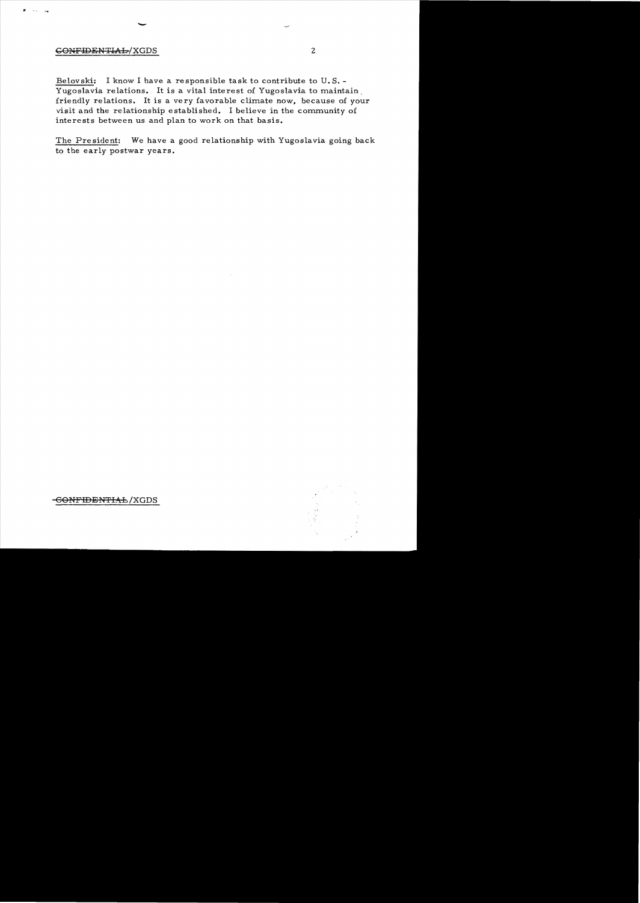Belovski: I know I have a responsible task to contribute to U.S. - Yugoslavia relations. It is a vital interest of Yugoslavia to maintain friendly relations. It is a very favorable climate now, because of your visit and the relationship established. I believe in the community of interests between us and plan to work on that basis.

The President: We have a good relationship with Yugoslavia going back to the early postwar years.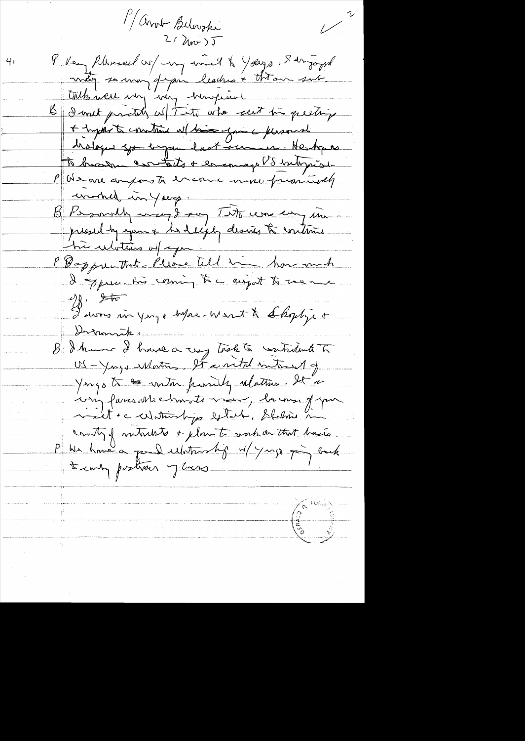P/Avnot Bilowski
2 Nov 75

41

P Very pleased w/ my visit to Yugo. I enjoyed meeting so many of your leaders & thot our sub. talks were very, very beneficial.

B I met privately w/ Tito who sent his greetings & hopes to continue w/ his & your personal dialogue you began last summer. He hopes to broaden contacts & encourage US enterprises.

P We are anxious to become more financially involved in Yugo.

B Personally, I may say Tito was very impressed by you & he deeply desires to continue his relations w/ you.

P I appreciate that. Please tell him how much I appreciated his coming to airport to see me off. I was in Yugo before. Went to Skoplje & Dubrovnik.

B I know I have a very task to contribute to US-Yugo relations. It is vital interest of Yugo to enter friendly relations. It is very favorable climate now, because of your visit & relationships established. Should improve community of interests & plan to work on that basis.

P We have a good relationship w/ Yugo going back to early postwar years.